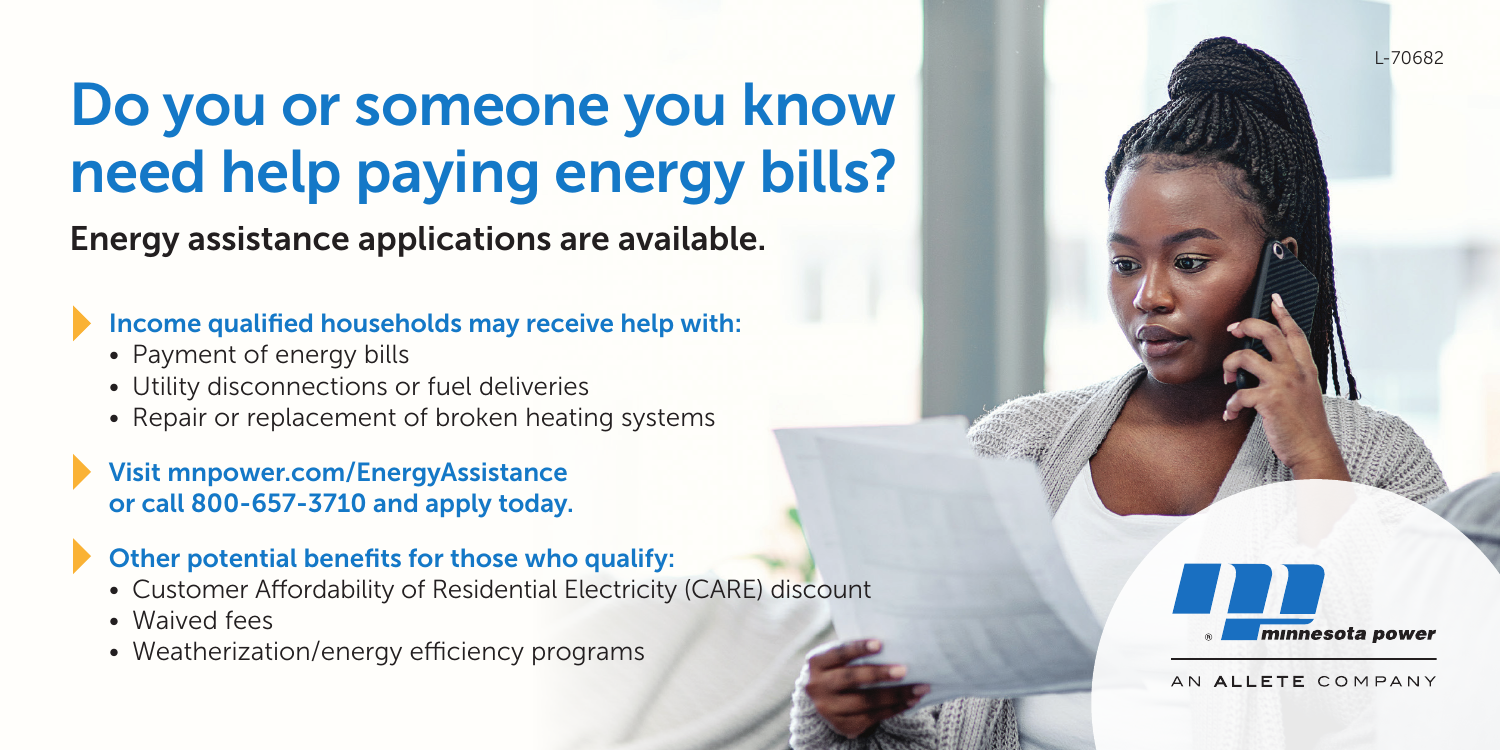L-70682

# Do you or someone you know need help paying energy bills?

## Energy assistance applications are available.

**Income qualified households may receive help with:**

- Payment of energy bills
- Utility disconnections or fuel deliveries
- Repair or replacement of broken heating systems

**Visit mnpower.com/EnergyAssistance or call 800-657-3710 and apply today.**

**Other potential benefits for those who qualify:**

- Customer Affordability of Residential Electricity (CARE) discount
- Waived fees
- Weatherization/energy efficiency programs

minnesota power

AN ALLETE COMPANY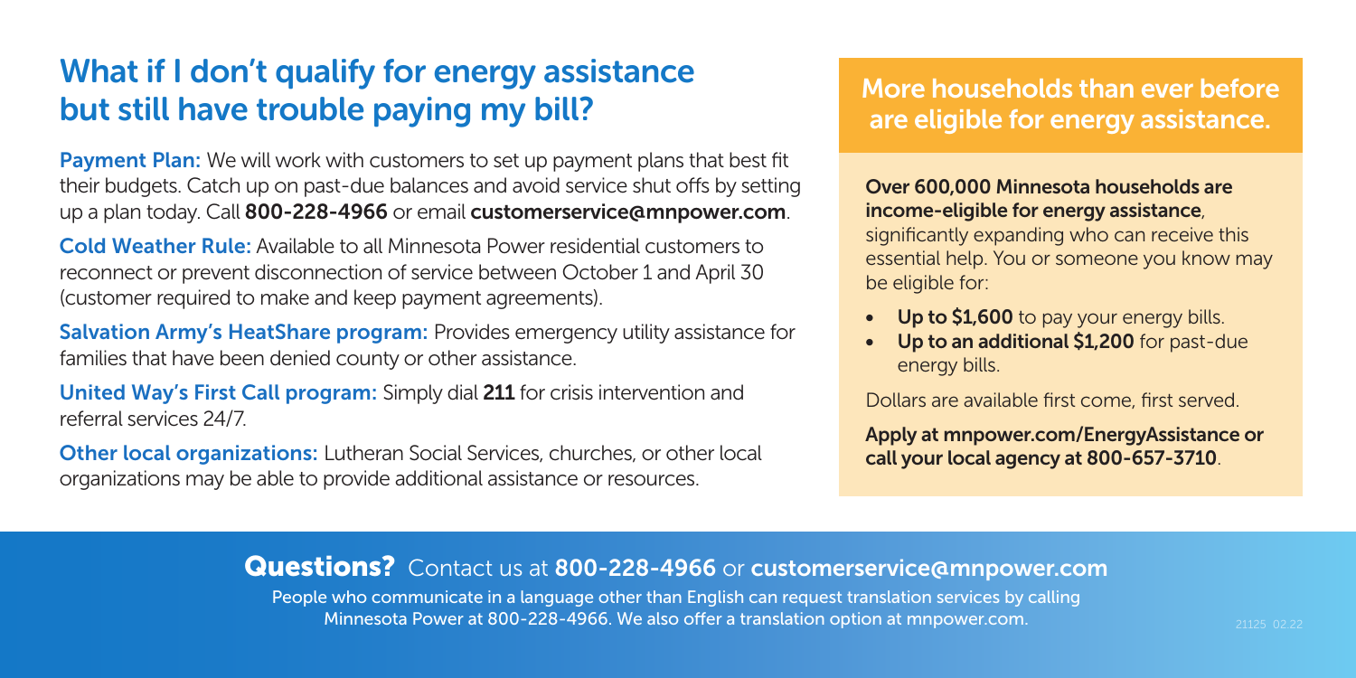## What if I don't qualify for energy assistance but still have trouble paying my bill?

**Payment Plan:** We will work with customers to set up payment plans that best fit their budgets. Catch up on past-due balances and avoid service shut offs by setting up a plan today. Call **800-228-4966** or email **customerservice@mnpower.com**.

**Cold Weather Rule:** Available to all Minnesota Power residential customers to reconnect or prevent disconnection of service between October 1 and April 30 (customer required to make and keep payment agreements).

**Salvation Army's HeatShare program:** Provides emergency utility assistance for families that have been denied county or other assistance.

**United Way's First Call program:** Simply dial **211** for crisis intervention and referral services 24/7.

**Other local organizations:** Lutheran Social Services, churches, or other local organizations may be able to provide additional assistance or resources.

## More households than ever before are eligible for energy assistance.

**Over 600,000 Minnesota households are income-eligible for energy assistance**, significantly expanding who can receive this essential help. You or someone you know may be eligible for:

- **Up to $1,600** to pay your energy bills.
- **Up to an additional $1,200** for past-due energy bills.

Dollars are available first come, first served.

**Apply at mnpower.com/EnergyAssistance or call your local agency at 800-657-3710**.

## Questions? Contact us at 800-228-4966 or customerservice@mnpower.com

People who communicate in a language other than English can request translation services by calling Minnesota Power at 800-228-4966. We also offer a translation option at mnpower.com.

21125 02.22